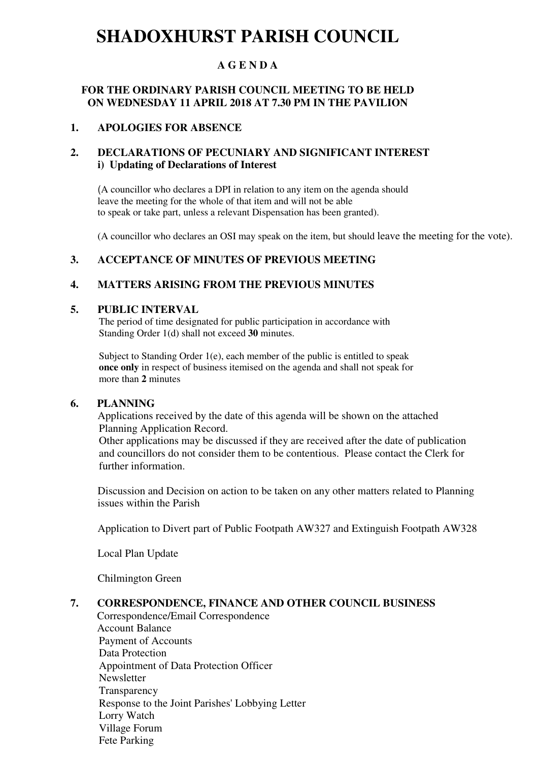# SHADOXHURST PARISH COUNCIL

**A G E N D A**

**FOR THE ORDINARY PARISH COUNCIL MEETING TO BE HELD ON WEDNESDAY 11 APRIL 2018 AT 7.30 PM IN THE PAVILION**

## 1. APOLOGIES FOR ABSENCE

## 2. DECLARATIONS OF PECUNIARY AND SIGNIFICANT INTEREST

**i) Updating of Declarations of Interest**

(A councillor who declares a DPI in relation to any item on the agenda should leave the meeting for the whole of that item and will not be able to speak or take part, unless a relevant Dispensation has been granted).

(A councillor who declares an OSI may speak on the item, but should leave the meeting for the vote).

## 3. ACCEPTANCE OF MINUTES OF PREVIOUS MEETING

## 4. MATTERS ARISING FROM THE PREVIOUS MINUTES

## 5. PUBLIC INTERVAL

The period of time designated for public participation in accordance with Standing Order 1(d) shall not exceed **30** minutes.

Subject to Standing Order 1(e), each member of the public is entitled to speak **once only** in respect of business itemised on the agenda and shall not speak for more than **2** minutes

## 6. PLANNING

Applications received by the date of this agenda will be shown on the attached Planning Application Record.
Other applications may be discussed if they are received after the date of publication and councillors do not consider them to be contentious. Please contact the Clerk for further information.

Discussion and Decision on action to be taken on any other matters related to Planning issues within the Parish

Application to Divert part of Public Footpath AW327 and Extinguish Footpath AW328

Local Plan Update

Chilmington Green

## 7. CORRESPONDENCE, FINANCE AND OTHER COUNCIL BUSINESS

Correspondence/Email Correspondence
Account Balance
Payment of Accounts
Data Protection
Appointment of Data Protection Officer
Newsletter
Transparency
Response to the Joint Parishes' Lobbying Letter
Lorry Watch
Village Forum
Fete Parking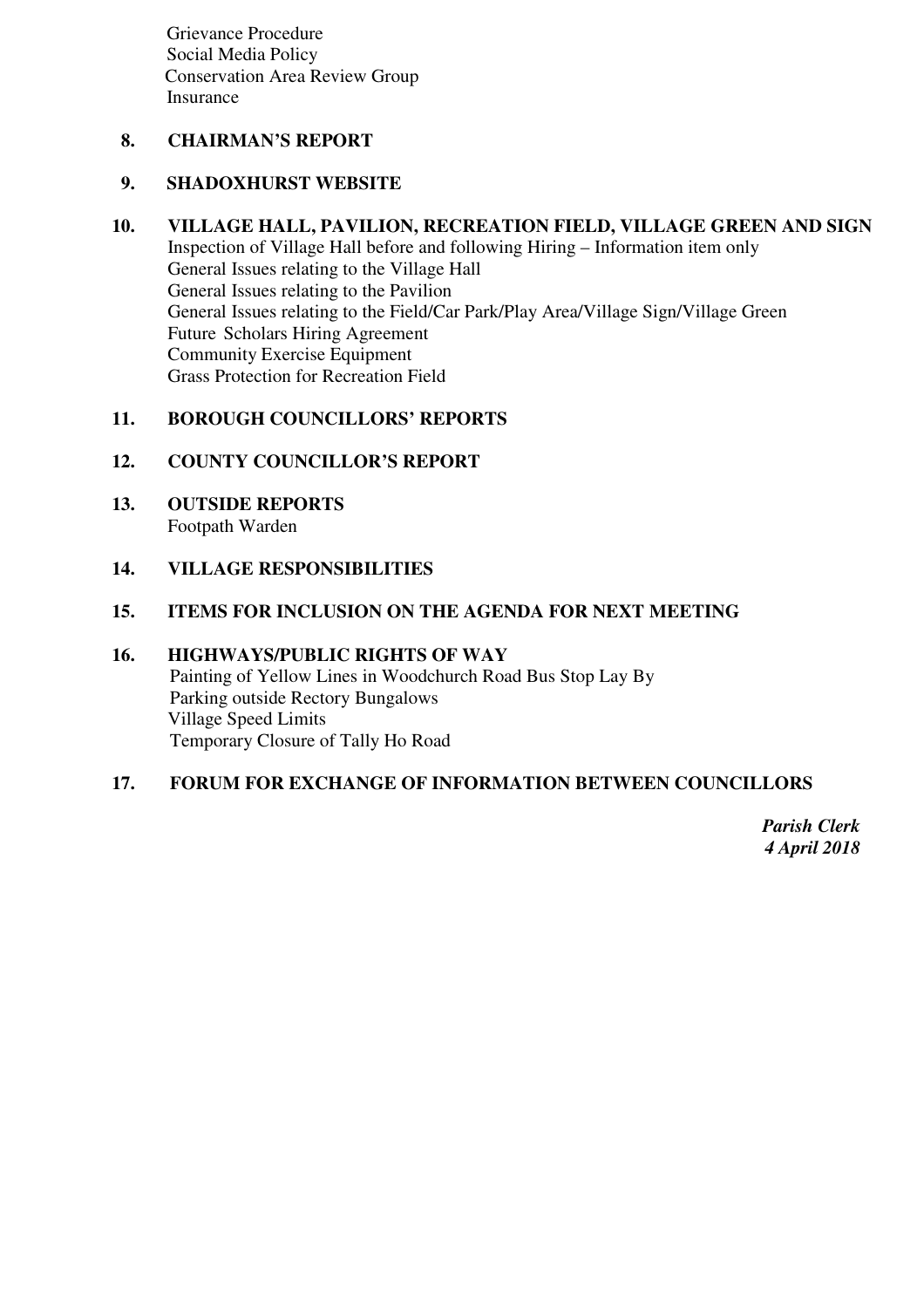Grievance Procedure
Social Media Policy
Conservation Area Review Group
Insurance

**8. CHAIRMAN'S REPORT**

**9. SHADOXHURST WEBSITE**

**10. VILLAGE HALL, PAVILION, RECREATION FIELD, VILLAGE GREEN AND SIGN**

Inspection of Village Hall before and following Hiring – Information item only
General Issues relating to the Village Hall
General Issues relating to the Pavilion
General Issues relating to the Field/Car Park/Play Area/Village Sign/Village Green
Future Scholars Hiring Agreement
Community Exercise Equipment
Grass Protection for Recreation Field

**11. BOROUGH COUNCILLORS' REPORTS**

**12. COUNTY COUNCILLOR'S REPORT**

**13. OUTSIDE REPORTS**

Footpath Warden

**14. VILLAGE RESPONSIBILITIES**

**15. ITEMS FOR INCLUSION ON THE AGENDA FOR NEXT MEETING**

**16. HIGHWAYS/PUBLIC RIGHTS OF WAY**

Painting of Yellow Lines in Woodchurch Road Bus Stop Lay By
Parking outside Rectory Bungalows
Village Speed Limits
Temporary Closure of Tally Ho Road

**17. FORUM FOR EXCHANGE OF INFORMATION BETWEEN COUNCILLORS**

***Parish Clerk***
***4 April 2018***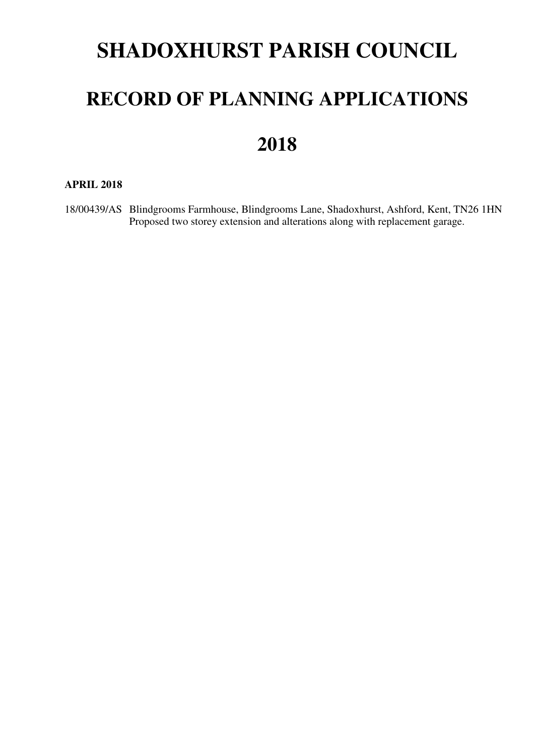# SHADOXHURST PARISH COUNCIL

# RECORD OF PLANNING APPLICATIONS

# 2018

**APRIL 2018**

18/00439/AS Blindgrooms Farmhouse, Blindgrooms Lane, Shadoxhurst, Ashford, Kent, TN26 1HN
Proposed two storey extension and alterations along with replacement garage.